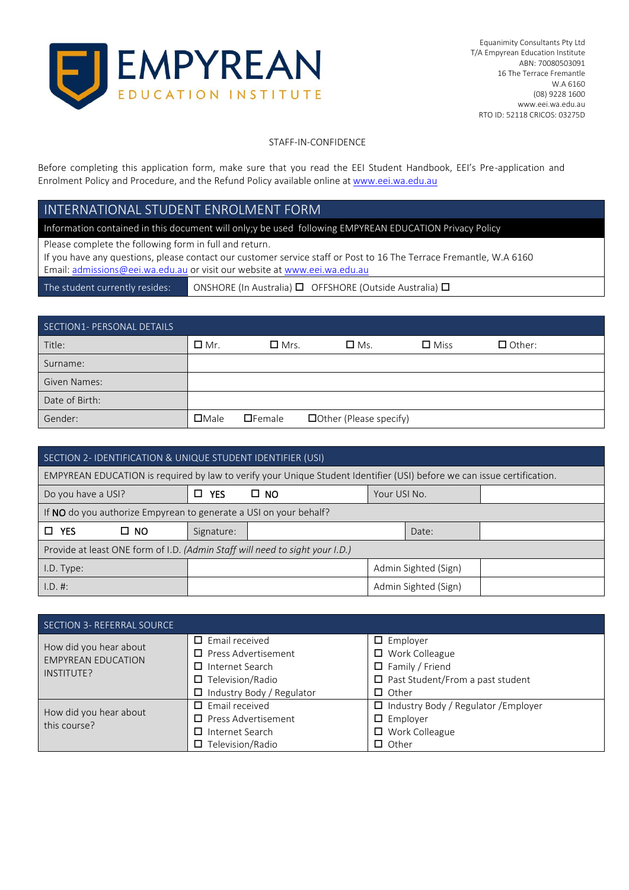EMPYREAN

EDUCATION INSTITUTE

Equanimity Consultants Pty Ltd
T/A Empyrean Education Institute
ABN: 70080503091
16 The Terrace Fremantle
W.A 6160
(08) 9228 1600
www.eei.wa.edu.au
RTO ID: 52118 CRICOS: 03275D

STAFF-IN-CONFIDENCE

Before completing this application form, make sure that you read the EEI Student Handbook, EEI's Pre-application and Enrolment Policy and Procedure, and the Refund Policy available online at www.eei.wa.edu.au

# INTERNATIONAL STUDENT ENROLMENT FORM

Information contained in this document will only;y be used following EMPYREAN EDUCATION Privacy Policy

Please complete the following form in full and return.
If you have any questions, please contact our customer service staff or Post to 16 The Terrace Fremantle, W.A 6160
Email: admissions@eei.wa.edu.au or visit our website at www.eei.wa.edu.au

| The student currently resides: | ONSHORE (In Australia) ☐ OFFSHORE (Outside Australia) ☐ |
|---|---|

## SECTION1- PERSONAL DETAILS

| | | | | | |
|---|---|---|---|---|---|
| Title: | ☐ Mr. | ☐ Mrs. | ☐ Ms. | ☐ Miss | ☐ Other: |
| Surname: | | | | | |
| Given Names: | | | | | |
| Date of Birth: | | | | | |
| Gender: | ☐Male | ☐Female | ☐Other (Please specify) | | |

## SECTION 2- IDENTIFICATION & UNIQUE STUDENT IDENTIFIER (USI)

EMPYREAN EDUCATION is required by law to verify your Unique Student Identifier (USI) before we can issue certification.

| | | | |
|---|---|---|---|
| Do you have a USI? | ☐ YES ☐ NO | Your USI No. | |

If **NO** do you authorize Empyrean to generate a USI on your behalf?

| | | | | |
|---|---|---|---|---|
| ☐ YES ☐ NO | Signature: | | Date: | |

Provide at least ONE form of I.D. *(Admin Staff will need to sight your I.D.)*

| | | | |
|---|---|---|---|
| I.D. Type: | | Admin Sighted (Sign) | |
| I.D. #: | | Admin Sighted (Sign) | |

## SECTION 3- REFERRAL SOURCE

| | | |
|---|---|---|
| How did you hear about EMPYREAN EDUCATION INSTITUTE? | ☐ Email received<br>☐ Press Advertisement<br>☐ Internet Search<br>☐ Television/Radio<br>☐ Industry Body / Regulator | ☐ Employer<br>☐ Work Colleague<br>☐ Family / Friend<br>☐ Past Student/From a past student<br>☐ Other |
| How did you hear about this course? | ☐ Email received<br>☐ Press Advertisement<br>☐ Internet Search<br>☐ Television/Radio | ☐ Industry Body / Regulator /Employer<br>☐ Employer<br>☐ Work Colleague<br>☐ Other |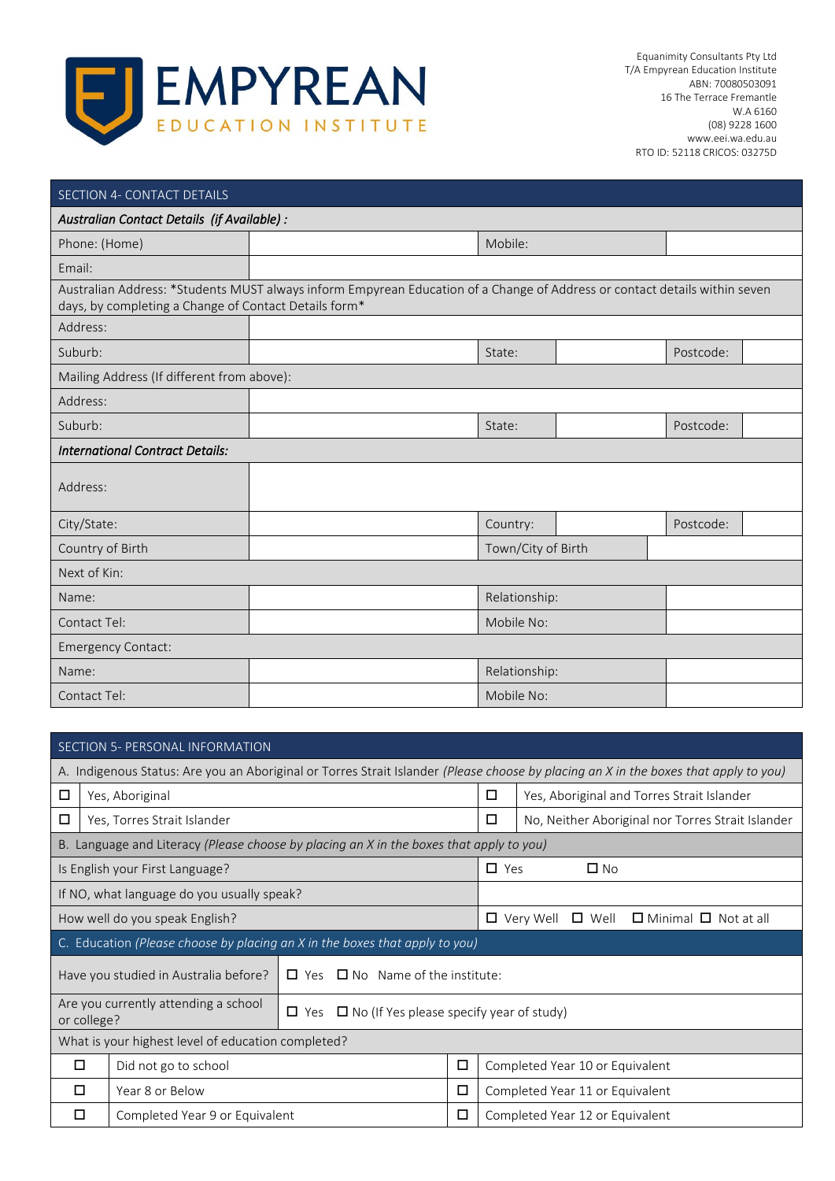Equanimity Consultants Pty Ltd
T/A Empyrean Education Institute
ABN: 70080503091
16 The Terrace Fremantle
W.A 6160
(08) 9228 1600
www.eei.wa.edu.au
RTO ID: 52118 CRICOS: 03275D

## SECTION 4- CONTACT DETAILS

| ***Australian Contact Details (if Available) :*** | | | | | |
|---|---|---|---|---|---|
| Phone: (Home) | | Mobile: | | | |
| Email: | | | | | |
| Australian Address: *Students MUST always inform Empyrean Education of a Change of Address or contact details within seven days, by completing a Change of Contact Details form* | | | | | |
| Address: | | | | | |
| Suburb: | | State: | | Postcode: | |
| Mailing Address (If different from above): | | | | | |
| Address: | | | | | |
| Suburb: | | State: | | Postcode: | |
| ***International Contract Details:*** | | | | | |
| Address: | | | | | |
| City/State: | | Country: | | Postcode: | |
| Country of Birth | | Town/City of Birth | | | |
| Next of Kin: | | | | | |
| Name: | | Relationship: | | | |
| Contact Tel: | | Mobile No: | | | |
| Emergency Contact: | | | | | |
| Name: | | Relationship: | | | |
| Contact Tel: | | Mobile No: | | | |

## SECTION 5- PERSONAL INFORMATION

A. Indigenous Status: Are you an Aboriginal or Torres Strait Islander *(Please choose by placing an X in the boxes that apply to you)*

| | | | |
|---|---|---|---|
| ☐ | Yes, Aboriginal | ☐ | Yes, Aboriginal and Torres Strait Islander |
| ☐ | Yes, Torres Strait Islander | ☐ | No, Neither Aboriginal nor Torres Strait Islander |

B. Language and Literacy *(Please choose by placing an X in the boxes that apply to you)*

| | |
|---|---|
| Is English your First Language? | ☐ Yes ☐ No |
| If NO, what language do you usually speak? | |
| How well do you speak English? | ☐ Very Well ☐ Well ☐ Minimal ☐ Not at all |

C. Education *(Please choose by placing an X in the boxes that apply to you)*

| | |
|---|---|
| Have you studied in Australia before? | ☐ Yes ☐ No Name of the institute: |
| Are you currently attending a school or college? | ☐ Yes ☐ No (If Yes please specify year of study) |

What is your highest level of education completed?

| | | | |
|---|---|---|---|
| ☐ | Did not go to school | ☐ | Completed Year 10 or Equivalent |
| ☐ | Year 8 or Below | ☐ | Completed Year 11 or Equivalent |
| ☐ | Completed Year 9 or Equivalent | ☐ | Completed Year 12 or Equivalent |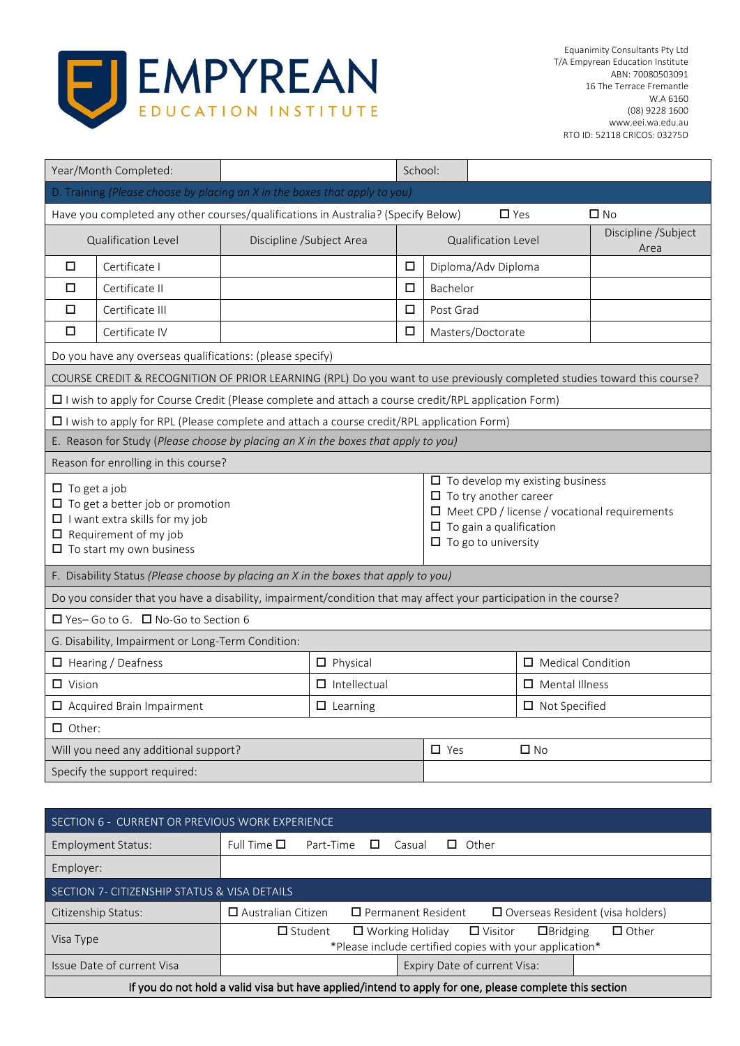# EMPYREAN EDUCATION INSTITUTE

Equanimity Consultants Pty Ltd
T/A Empyrean Education Institute
ABN: 70080503091
16 The Terrace Fremantle
W.A 6160
(08) 9228 1600
www.eei.wa.edu.au
RTO ID: 52118 CRICOS: 03275D

| Year/Month Completed: | | School: | |
|---|---|---|---|

**D. Training** *(Please choose by placing an X in the boxes that apply to you)*

Have you completed any other courses/qualifications in Australia? (Specify Below) ☐ Yes ☐ No

| | Qualification Level | Discipline /Subject Area | | Qualification Level | Discipline /Subject Area |
|---|---|---|---|---|---|
| ☐ | Certificate I | | ☐ | Diploma/Adv Diploma | |
| ☐ | Certificate II | | ☐ | Bachelor | |
| ☐ | Certificate III | | ☐ | Post Grad | |
| ☐ | Certificate IV | | ☐ | Masters/Doctorate | |

Do you have any overseas qualifications: (please specify)

COURSE CREDIT & RECOGNITION OF PRIOR LEARNING (RPL) Do you want to use previously completed studies toward this course?

☐ I wish to apply for Course Credit (Please complete and attach a course credit/RPL application Form)

☐ I wish to apply for RPL (Please complete and attach a course credit/RPL application Form)

**E. Reason for Study** *(Please choose by placing an X in the boxes that apply to you)*

Reason for enrolling in this course?

- ☐ To get a job
- ☐ To get a better job or promotion
- ☐ I want extra skills for my job
- ☐ Requirement of my job
- ☐ To start my own business
- ☐ To develop my existing business
- ☐ To try another career
- ☐ Meet CPD / license / vocational requirements
- ☐ To gain a qualification
- ☐ To go to university

**F. Disability Status** *(Please choose by placing an X in the boxes that apply to you)*

Do you consider that you have a disability, impairment/condition that may affect your participation in the course?

☐ Yes– Go to G. ☐ No-Go to Section 6

**G. Disability, Impairment or Long-Term Condition:**

| | | |
|---|---|---|
| ☐ Hearing / Deafness | ☐ Physical | ☐ Medical Condition |
| ☐ Vision | ☐ Intellectual | ☐ Mental Illness |
| ☐ Acquired Brain Impairment | ☐ Learning | ☐ Not Specified |
| ☐ Other: | | |

| Will you need any additional support? | ☐ Yes ☐ No |
|---|---|
| Specify the support required: | |

## SECTION 6 - CURRENT OR PREVIOUS WORK EXPERIENCE

| Employment Status: | Full Time ☐ Part-Time ☐ Casual ☐ Other |
|---|---|
| Employer: | |

## SECTION 7- CITIZENSHIP STATUS & VISA DETAILS

| Citizenship Status: | ☐ Australian Citizen ☐ Permanent Resident ☐ Overseas Resident (visa holders) | | |
|---|---|---|---|
| Visa Type | ☐ Student ☐ Working Holiday ☐ Visitor ☐ Bridging ☐ Other<br>*Please include certified copies with your application* | | |
| Issue Date of current Visa | | Expiry Date of current Visa: | |

**If you do not hold a valid visa but have applied/intend to apply for one, please complete this section**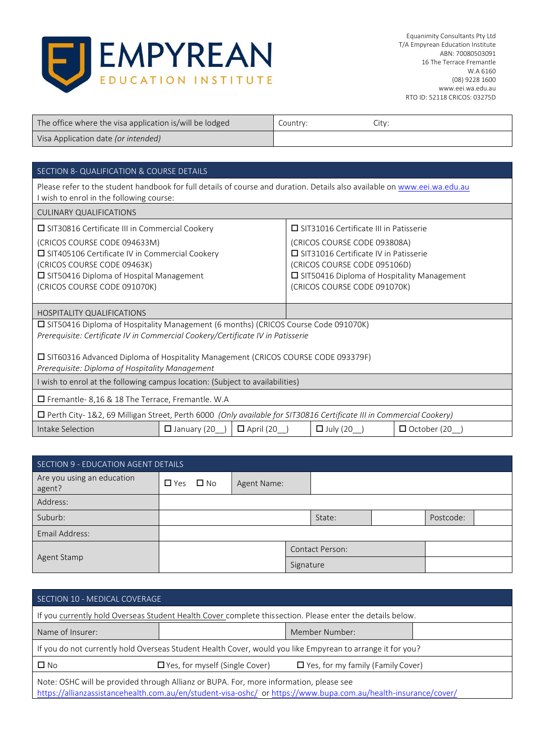**EMPYREAN**
EDUCATION INSTITUTE

Equanimity Consultants Pty Ltd
T/A Empyrean Education Institute
ABN: 70080503091
16 The Terrace Fremantle
W.A 6160
(08) 9228 1600
www.eei.wa.edu.au
RTO ID: 52118 CRICOS: 03275D

| The office where the visa application is/will be lodged | Country: City: |
|---|---|
| Visa Application date *(or intended)* | |

## SECTION 8- QUALIFICATION & COURSE DETAILS

Please refer to the student handbook for full details of course and duration. Details also available on www.eei.wa.edu.au
I wish to enrol in the following course:

**CULINARY QUALIFICATIONS**

| | |
|---|---|
| ☐ SIT30816 Certificate III in Commercial Cookery<br>(CRICOS COURSE CODE 094633M)<br>☐ SIT405106 Certificate IV in Commercial Cookery<br>(CRICOS COURSE CODE 09463K)<br>☐ SIT50416 Diploma of Hospital Management<br>(CRICOS COURSE CODE 091070K) | ☐ SIT31016 Certificate III in Patisserie<br>(CRICOS COURSE CODE 093808A)<br>☐ SIT31016 Certificate IV in Patisserie<br>(CRICOS COURSE CODE 095106D)<br>☐ SIT50416 Diploma of Hospitality Management<br>(CRICOS COURSE CODE 091070K) |

**HOSPITALITY QUALIFICATIONS**

☐ SIT50416 Diploma of Hospitality Management (6 months) (CRICOS Course Code 091070K)
*Prerequisite: Certificate IV in Commercial Cookery/Certificate IV in Patisserie*

☐ SIT60316 Advanced Diploma of Hospitality Management (CRICOS COURSE CODE 093379F)
*Prerequisite: Diploma of Hospitality Management*

I wish to enrol at the following campus location: (Subject to availabilities)

☐ Fremantle- 8,16 & 18 The Terrace, Fremantle. W.A

☐ Perth City- 1&2, 69 Milligan Street, Perth 6000 *(Only available for SIT30816 Certificate III in Commercial Cookery)*

| Intake Selection | ☐ January (20__) | ☐ April (20__) | ☐ July (20__) | ☐ October (20__) |
|---|---|---|---|---|

## SECTION 9 - EDUCATION AGENT DETAILS

| Are you using an education agent? | ☐ Yes ☐ No | Agent Name: | | | |
|---|---|---|---|---|---|
| Address: | | | | | |
| Suburb: | | State: | | Postcode: | |
| Email Address: | | | | | |
| Agent Stamp | | Contact Person: | | | |
| | | Signature | | | |

## SECTION 10 - MEDICAL COVERAGE

If you currently hold Overseas Student Health Cover complete thissection. Please enter the details below.

| Name of Insurer: | | Member Number: | |
|---|---|---|---|

If you do not currently hold Overseas Student Health Cover, would you like Empyrean to arrange it for you?

☐ No ☐ Yes, for myself (Single Cover) ☐ Yes, for my family (Family Cover)

Note: OSHC will be provided through Allianz or BUPA. For, more information, please see https://allianzassistancehealth.com.au/en/student-visa-oshc/ or https://www.bupa.com.au/health-insurance/cover/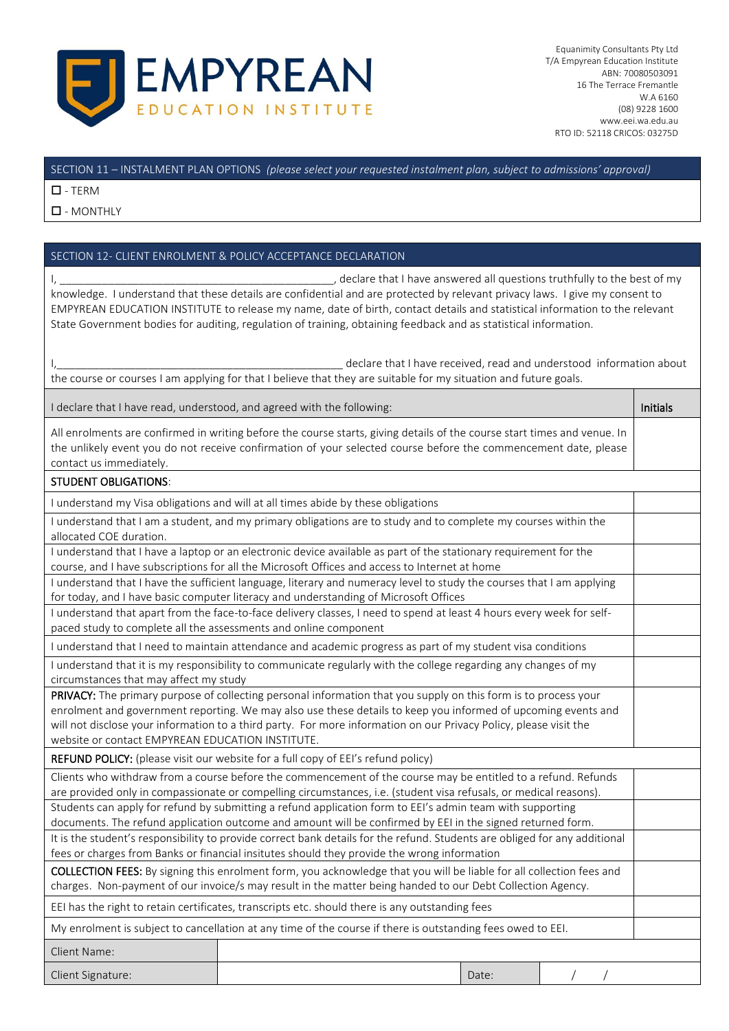EMPYREAN EDUCATION INSTITUTE

Equanimity Consultants Pty Ltd
T/A Empyrean Education Institute
ABN: 70080503091
16 The Terrace Fremantle
W.A 6160
(08) 9228 1600
www.eei.wa.edu.au
RTO ID: 52118 CRICOS: 03275D

## SECTION 11 – INSTALMENT PLAN OPTIONS *(please select your requested instalment plan, subject to admissions' approval)*

☐ - TERM

☐ - MONTHLY

## SECTION 12- CLIENT ENROLMENT & POLICY ACCEPTANCE DECLARATION

I, ______________________________________________, declare that I have answered all questions truthfully to the best of my knowledge. I understand that these details are confidential and are protected by relevant privacy laws. I give my consent to EMPYREAN EDUCATION INSTITUTE to release my name, date of birth, contact details and statistical information to the relevant State Government bodies for auditing, regulation of training, obtaining feedback and as statistical information.

I,______________________________________________ declare that I have received, read and understood information about the course or courses I am applying for that I believe that they are suitable for my situation and future goals.

| I declare that I have read, understood, and agreed with the following: | Initials |
|---|---|
| All enrolments are confirmed in writing before the course starts, giving details of the course start times and venue. In the unlikely event you do not receive confirmation of your selected course before the commencement date, please contact us immediately. | |
| **STUDENT OBLIGATIONS**: | |
| I understand my Visa obligations and will at all times abide by these obligations | |
| I understand that I am a student, and my primary obligations are to study and to complete my courses within the allocated COE duration. | |
| I understand that I have a laptop or an electronic device available as part of the stationary requirement for the course, and I have subscriptions for all the Microsoft Offices and access to Internet at home | |
| I understand that I have the sufficient language, literary and numeracy level to study the courses that I am applying for today, and I have basic computer literacy and understanding of Microsoft Offices | |
| I understand that apart from the face-to-face delivery classes, I need to spend at least 4 hours every week for self-paced study to complete all the assessments and online component | |
| I understand that I need to maintain attendance and academic progress as part of my student visa conditions | |
| I understand that it is my responsibility to communicate regularly with the college regarding any changes of my circumstances that may affect my study | |
| **PRIVACY:** The primary purpose of collecting personal information that you supply on this form is to process your enrolment and government reporting. We may also use these details to keep you informed of upcoming events and will not disclose your information to a third party. For more information on our Privacy Policy, please visit the website or contact EMPYREAN EDUCATION INSTITUTE. | |
| **REFUND POLICY:** (please visit our website for a full copy of EEI's refund policy) | |
| Clients who withdraw from a course before the commencement of the course may be entitled to a refund. Refunds are provided only in compassionate or compelling circumstances, i.e. (student visa refusals, or medical reasons). | |
| Students can apply for refund by submitting a refund application form to EEI's admin team with supporting documents. The refund application outcome and amount will be confirmed by EEI in the signed returned form. | |
| It is the student's responsibility to provide correct bank details for the refund. Students are obliged for any additional fees or charges from Banks or financial insitutes should they provide the wrong information | |
| **COLLECTION FEES:** By signing this enrolment form, you acknowledge that you will be liable for all collection fees and charges. Non-payment of our invoice/s may result in the matter being handed to our Debt Collection Agency. | |
| EEI has the right to retain certificates, transcripts etc. should there is any outstanding fees | |
| My enrolment is subject to cancellation at any time of the course if there is outstanding fees owed to EEI. | |

| Client Name: | | | |
|---|---|---|---|
| Client Signature: | | Date: | / / |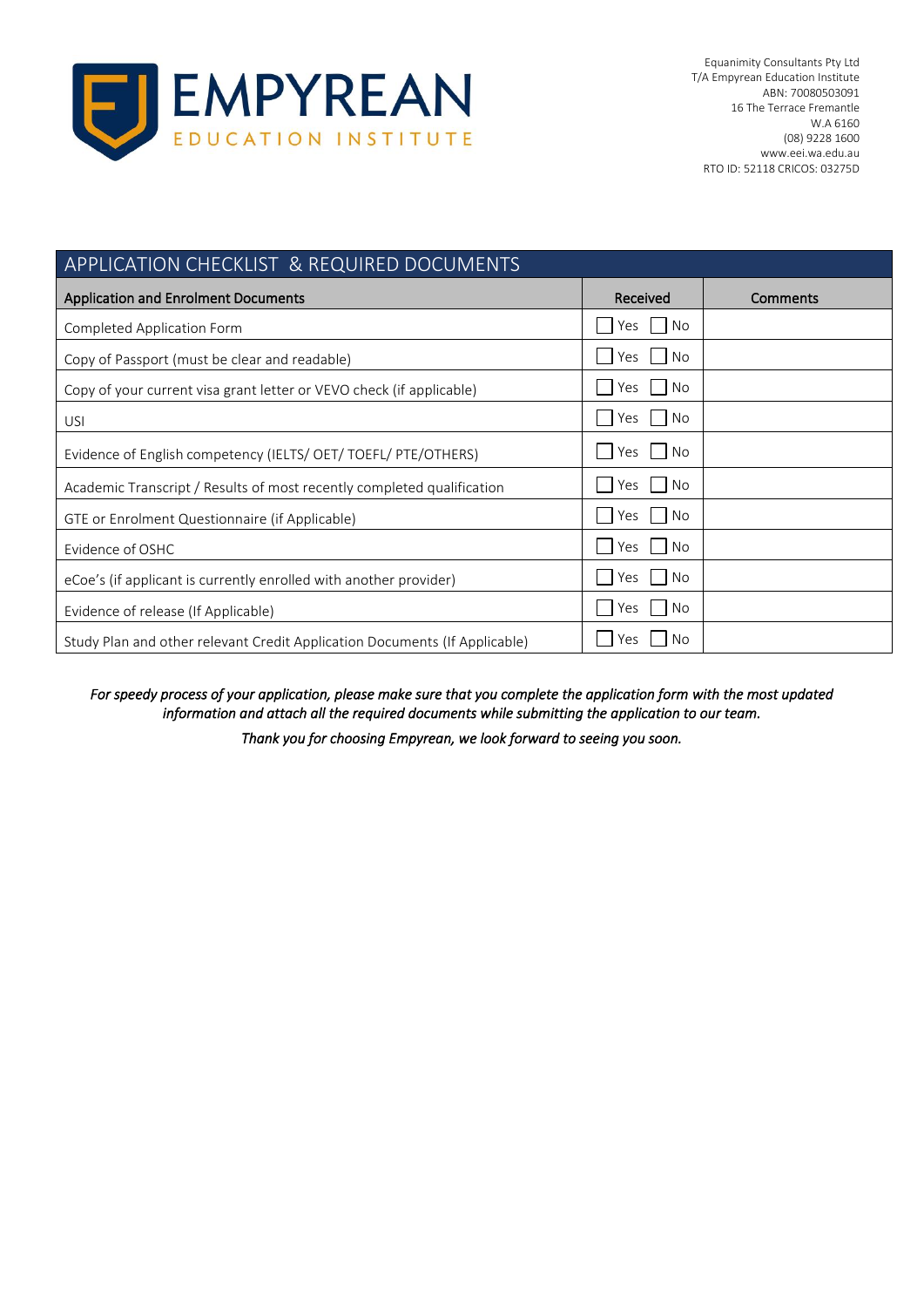EMPYREAN
EDUCATION INSTITUTE

Equanimity Consultants Pty Ltd
T/A Empyrean Education Institute
ABN: 70080503091
16 The Terrace Fremantle
W.A 6160
(08) 9228 1600
www.eei.wa.edu.au
RTO ID: 52118 CRICOS: 03275D

## APPLICATION CHECKLIST & REQUIRED DOCUMENTS

| Application and Enrolment Documents | Received | Comments |
|---|---|---|
| Completed Application Form | ☐ Yes ☐ No | |
| Copy of Passport (must be clear and readable) | ☐ Yes ☐ No | |
| Copy of your current visa grant letter or VEVO check (if applicable) | ☐ Yes ☐ No | |
| USI | ☐ Yes ☐ No | |
| Evidence of English competency (IELTS/ OET/ TOEFL/ PTE/OTHERS) | ☐ Yes ☐ No | |
| Academic Transcript / Results of most recently completed qualification | ☐ Yes ☐ No | |
| GTE or Enrolment Questionnaire (if Applicable) | ☐ Yes ☐ No | |
| Evidence of OSHC | ☐ Yes ☐ No | |
| eCoe's (if applicant is currently enrolled with another provider) | ☐ Yes ☐ No | |
| Evidence of release (If Applicable) | ☐ Yes ☐ No | |
| Study Plan and other relevant Credit Application Documents (If Applicable) | ☐ Yes ☐ No | |

*For speedy process of your application, please make sure that you complete the application form with the most updated information and attach all the required documents while submitting the application to our team.*

*Thank you for choosing Empyrean, we look forward to seeing you soon.*